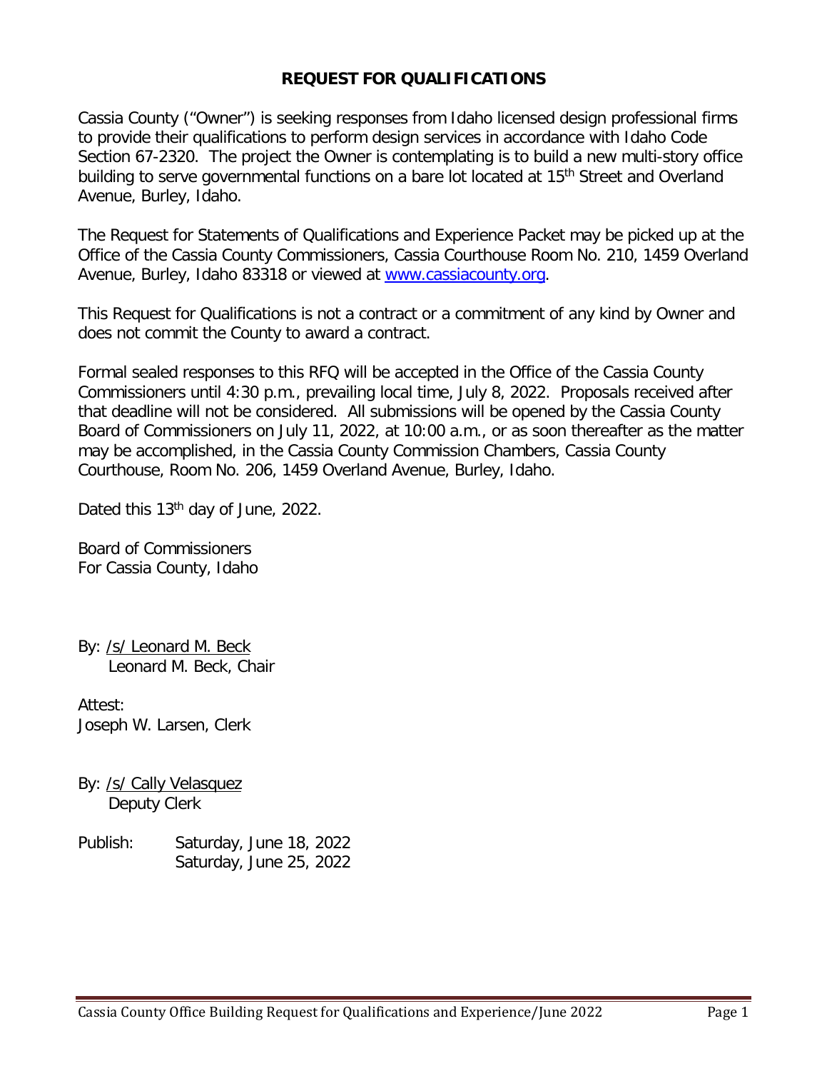# REQUEST FOR QUALIFICATIONS

Cassia County ("Owner") is seeking responses from Idaho licensed design professional firms to provide their qualifications to perform design services in accordance with Idaho Code Section 67-2320. The project the Owner is contemplating is to build a new multi-story office building to serve governmental functions on a bare lot located at 15th Street and Overland Avenue, Burley, Idaho.

The Request for Statements of Qualifications and Experience Packet may be picked up at the Office of the Cassia County Commissioners, Cassia Courthouse Room No. 210, 1459 Overland Avenue, Burley, Idaho 83318 or viewed at [www.cassiacounty.org](http://www.cassiacounty.org).

This Request for Qualifications is not a contract or a commitment of any kind by Owner and does not commit the County to award a contract.

Formal sealed responses to this RFQ will be accepted in the Office of the Cassia County Commissioners until 4:30 p.m., prevailing local time, July 8, 2022. Proposals received after that deadline will not be considered. All submissions will be opened by the Cassia County Board of Commissioners on July 11, 2022, at 10:00 a.m., or as soon thereafter as the matter may be accomplished, in the Cassia County Commission Chambers, Cassia County Courthouse, Room No. 206, 1459 Overland Avenue, Burley, Idaho.

Dated this 13th day of June, 2022.

Board of Commissioners
For Cassia County, Idaho

By: /s/ Leonard M. Beck
Leonard M. Beck, Chair

Attest:
Joseph W. Larsen, Clerk

By: /s/ Cally Velasquez
Deputy Clerk

Publish: Saturday, June 18, 2022
Saturday, June 25, 2022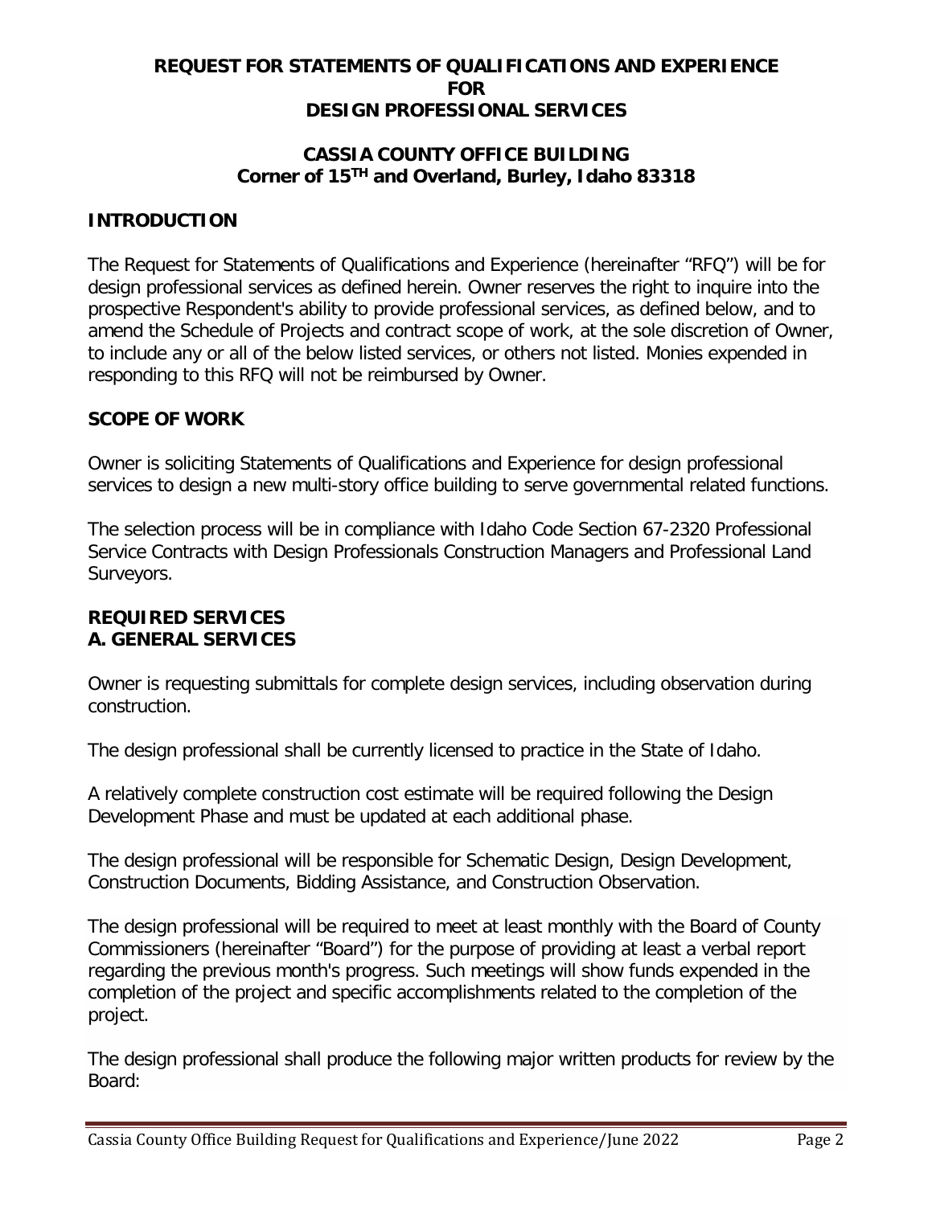**REQUEST FOR STATEMENTS OF QUALIFICATIONS AND EXPERIENCE FOR DESIGN PROFESSIONAL SERVICES**

**CASSIA COUNTY OFFICE BUILDING**
**Corner of 15TH and Overland, Burley, Idaho 83318**

## INTRODUCTION

The Request for Statements of Qualifications and Experience (hereinafter "RFQ") will be for design professional services as defined herein. Owner reserves the right to inquire into the prospective Respondent's ability to provide professional services, as defined below, and to amend the Schedule of Projects and contract scope of work, at the sole discretion of Owner, to include any or all of the below listed services, or others not listed. Monies expended in responding to this RFQ will not be reimbursed by Owner.

## SCOPE OF WORK

Owner is soliciting Statements of Qualifications and Experience for design professional services to design a new multi-story office building to serve governmental related functions.

The selection process will be in compliance with Idaho Code Section 67-2320 Professional Service Contracts with Design Professionals Construction Managers and Professional Land Surveyors.

## REQUIRED SERVICES

### A. GENERAL SERVICES

Owner is requesting submittals for complete design services, including observation during construction.

The design professional shall be currently licensed to practice in the State of Idaho.

A relatively complete construction cost estimate will be required following the Design Development Phase and must be updated at each additional phase.

The design professional will be responsible for Schematic Design, Design Development, Construction Documents, Bidding Assistance, and Construction Observation.

The design professional will be required to meet at least monthly with the Board of County Commissioners (hereinafter "Board") for the purpose of providing at least a verbal report regarding the previous month's progress. Such meetings will show funds expended in the completion of the project and specific accomplishments related to the completion of the project.

The design professional shall produce the following major written products for review by the Board: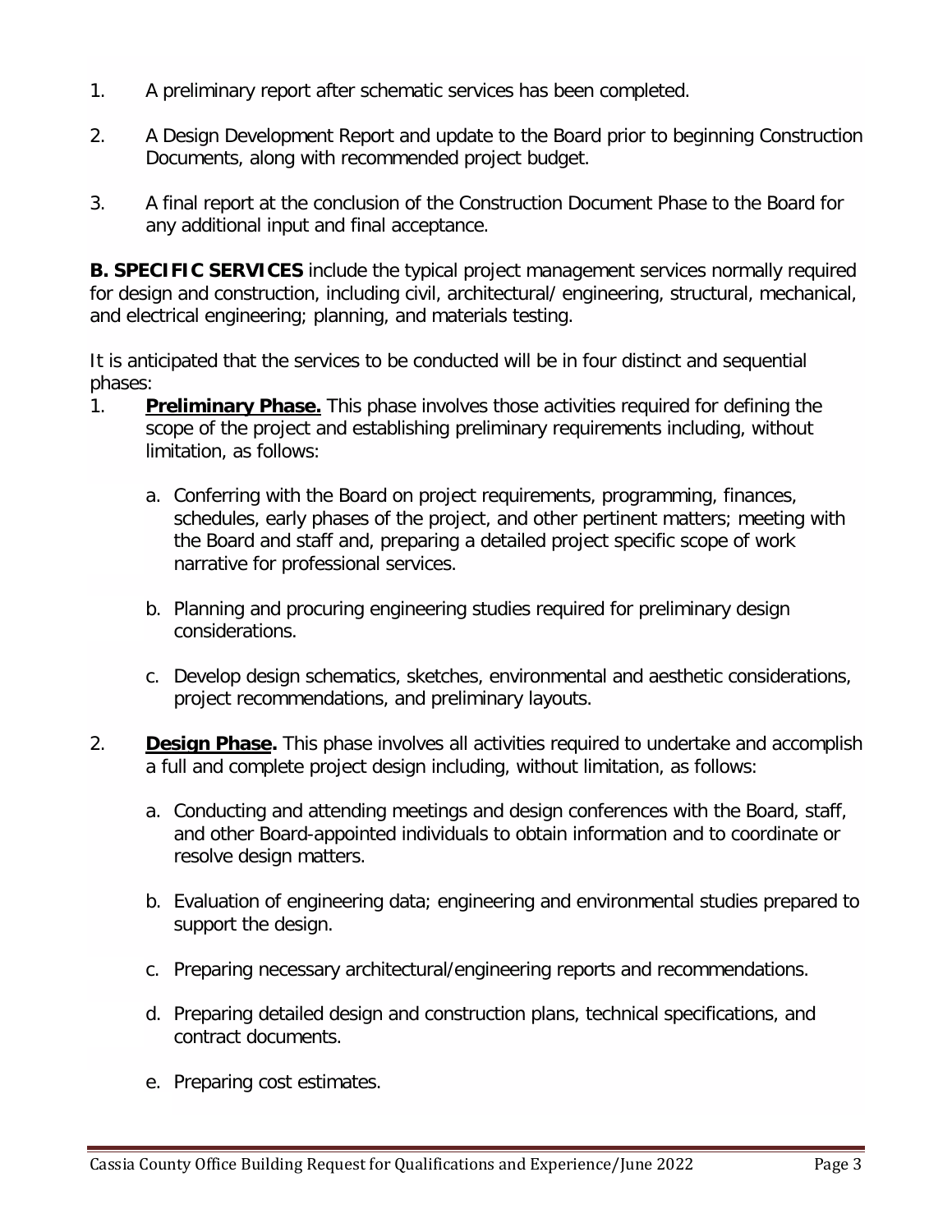1. A preliminary report after schematic services has been completed.

2. A Design Development Report and update to the Board prior to beginning Construction Documents, along with recommended project budget.

3. A final report at the conclusion of the Construction Document Phase to the Board for any additional input and final acceptance.

**B. SPECIFIC SERVICES** include the typical project management services normally required for design and construction, including civil, architectural/ engineering, structural, mechanical, and electrical engineering; planning, and materials testing.

It is anticipated that the services to be conducted will be in four distinct and sequential phases:

1. **Preliminary Phase.** This phase involves those activities required for defining the scope of the project and establishing preliminary requirements including, without limitation, as follows:

   a. Conferring with the Board on project requirements, programming, finances, schedules, early phases of the project, and other pertinent matters; meeting with the Board and staff and, preparing a detailed project specific scope of work narrative for professional services.

   b. Planning and procuring engineering studies required for preliminary design considerations.

   c. Develop design schematics, sketches, environmental and aesthetic considerations, project recommendations, and preliminary layouts.

2. **Design Phase.** This phase involves all activities required to undertake and accomplish a full and complete project design including, without limitation, as follows:

   a. Conducting and attending meetings and design conferences with the Board, staff, and other Board-appointed individuals to obtain information and to coordinate or resolve design matters.

   b. Evaluation of engineering data; engineering and environmental studies prepared to support the design.

   c. Preparing necessary architectural/engineering reports and recommendations.

   d. Preparing detailed design and construction plans, technical specifications, and contract documents.

   e. Preparing cost estimates.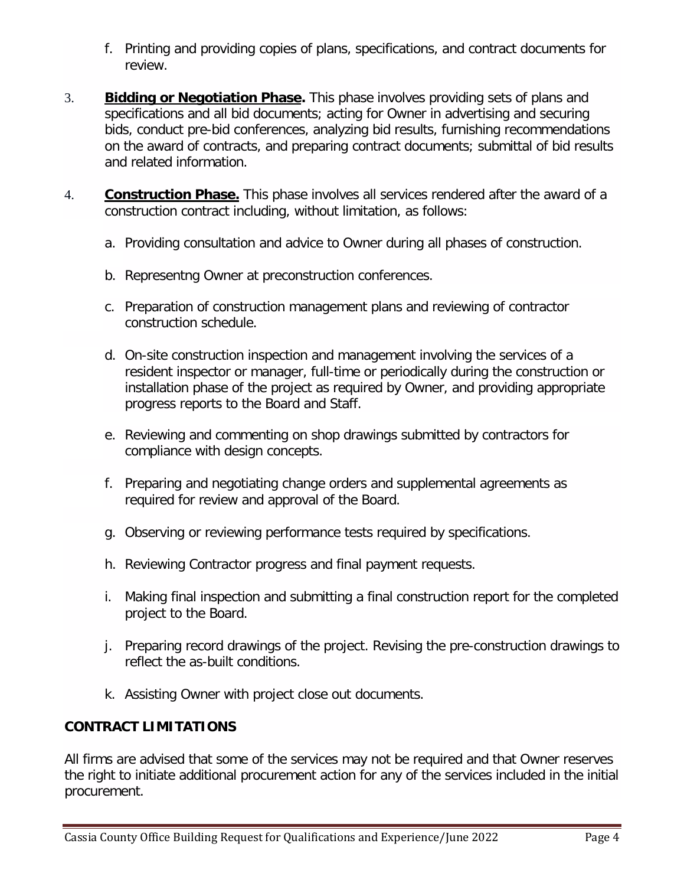f. Printing and providing copies of plans, specifications, and contract documents for review.

3. **Bidding or Negotiation Phase.** This phase involves providing sets of plans and specifications and all bid documents; acting for Owner in advertising and securing bids, conduct pre-bid conferences, analyzing bid results, furnishing recommendations on the award of contracts, and preparing contract documents; submittal of bid results and related information.

4. **Construction Phase.** This phase involves all services rendered after the award of a construction contract including, without limitation, as follows:

   a. Providing consultation and advice to Owner during all phases of construction.

   b. Representng Owner at preconstruction conferences.

   c. Preparation of construction management plans and reviewing of contractor construction schedule.

   d. On-site construction inspection and management involving the services of a resident inspector or manager, full-time or periodically during the construction or installation phase of the project as required by Owner, and providing appropriate progress reports to the Board and Staff.

   e. Reviewing and commenting on shop drawings submitted by contractors for compliance with design concepts.

   f. Preparing and negotiating change orders and supplemental agreements as required for review and approval of the Board.

   g. Observing or reviewing performance tests required by specifications.

   h. Reviewing Contractor progress and final payment requests.

   i. Making final inspection and submitting a final construction report for the completed project to the Board.

   j. Preparing record drawings of the project. Revising the pre-construction drawings to reflect the as-built conditions.

   k. Assisting Owner with project close out documents.

**CONTRACT LIMITATIONS**

All firms are advised that some of the services may not be required and that Owner reserves the right to initiate additional procurement action for any of the services included in the initial procurement.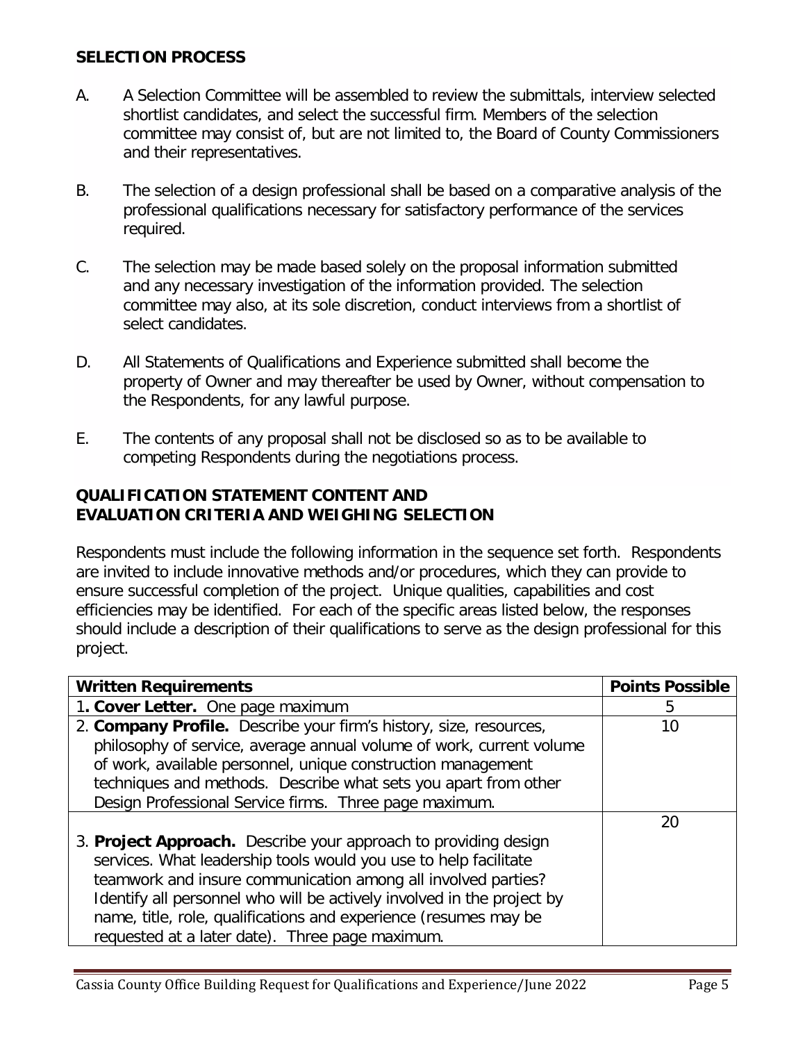## SELECTION PROCESS

A. A Selection Committee will be assembled to review the submittals, interview selected shortlist candidates, and select the successful firm. Members of the selection committee may consist of, but are not limited to, the Board of County Commissioners and their representatives.

B. The selection of a design professional shall be based on a comparative analysis of the professional qualifications necessary for satisfactory performance of the services required.

C. The selection may be made based solely on the proposal information submitted and any necessary investigation of the information provided. The selection committee may also, at its sole discretion, conduct interviews from a shortlist of select candidates.

D. All Statements of Qualifications and Experience submitted shall become the property of Owner and may thereafter be used by Owner, without compensation to the Respondents, for any lawful purpose.

E. The contents of any proposal shall not be disclosed so as to be available to competing Respondents during the negotiations process.

## QUALIFICATION STATEMENT CONTENT AND EVALUATION CRITERIA AND WEIGHING SELECTION

Respondents must include the following information in the sequence set forth. Respondents are invited to include innovative methods and/or procedures, which they can provide to ensure successful completion of the project. Unique qualities, capabilities and cost efficiencies may be identified. For each of the specific areas listed below, the responses should include a description of their qualifications to serve as the design professional for this project.

| Written Requirements | Points Possible |
|---|---|
| 1. **Cover Letter.** One page maximum | 5 |
| 2. **Company Profile.** Describe your firm's history, size, resources, philosophy of service, average annual volume of work, current volume of work, available personnel, unique construction management techniques and methods. Describe what sets you apart from other Design Professional Service firms. Three page maximum. | 10 |
| 3. **Project Approach.** Describe your approach to providing design services. What leadership tools would you use to help facilitate teamwork and insure communication among all involved parties? Identify all personnel who will be actively involved in the project by name, title, role, qualifications and experience (resumes may be requested at a later date). Three page maximum. | 20 |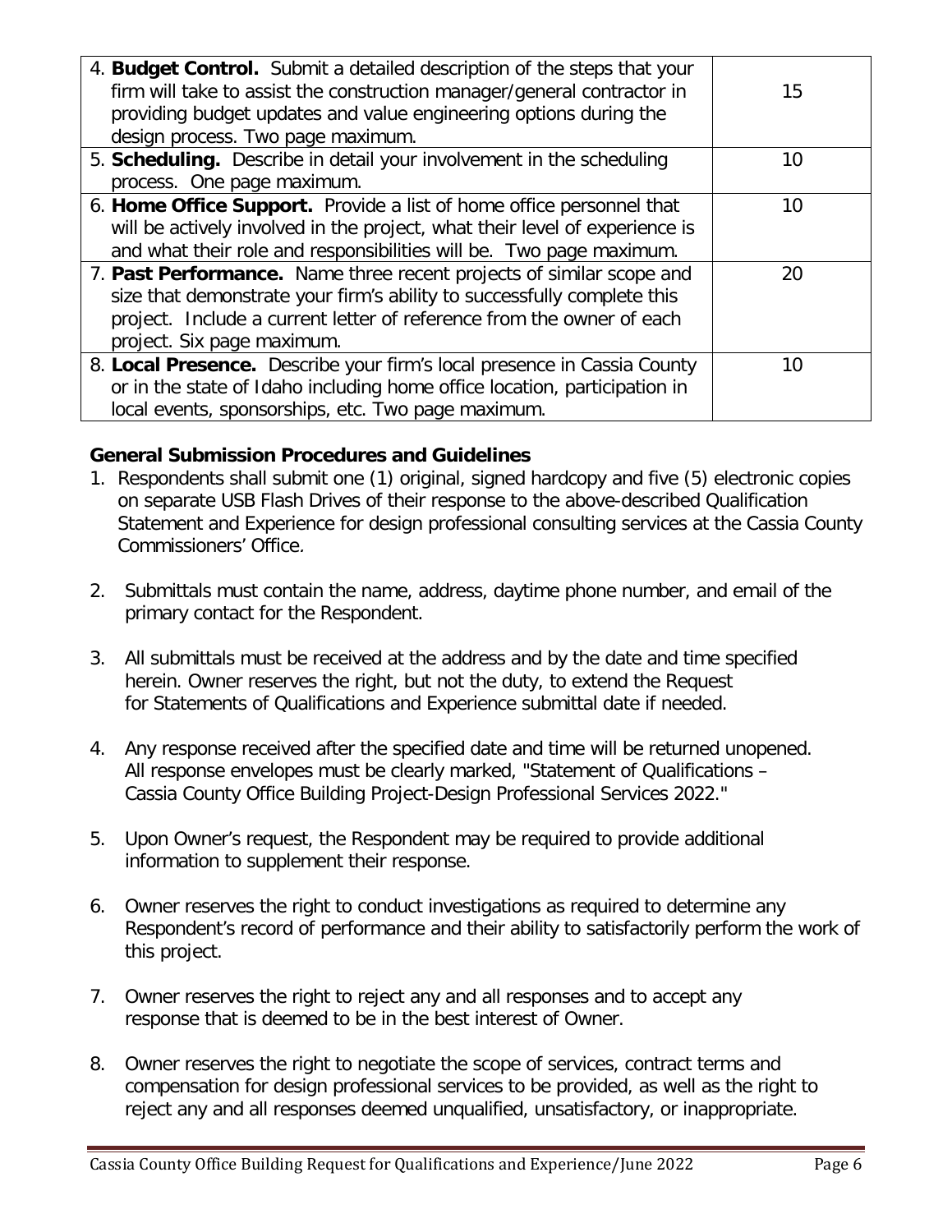| | |
|---|---|
| 4. **Budget Control.** Submit a detailed description of the steps that your firm will take to assist the construction manager/general contractor in providing budget updates and value engineering options during the design process. Two page maximum. | 15 |
| 5. **Scheduling.** Describe in detail your involvement in the scheduling process. One page maximum. | 10 |
| 6. **Home Office Support.** Provide a list of home office personnel that will be actively involved in the project, what their level of experience is and what their role and responsibilities will be. Two page maximum. | 10 |
| 7. **Past Performance.** Name three recent projects of similar scope and size that demonstrate your firm's ability to successfully complete this project. Include a current letter of reference from the owner of each project. Six page maximum. | 20 |
| 8. **Local Presence.** Describe your firm's local presence in Cassia County or in the state of Idaho including home office location, participation in local events, sponsorships, etc. Two page maximum. | 10 |

**General Submission Procedures and Guidelines**

1. Respondents shall submit one (1) original, signed hardcopy and five (5) electronic copies on separate USB Flash Drives of their response to the above-described Qualification Statement and Experience for design professional consulting services at the Cassia County Commissioners' Office.

2. Submittals must contain the name, address, daytime phone number, and email of the primary contact for the Respondent.

3. All submittals must be received at the address and by the date and time specified herein. Owner reserves the right, but not the duty, to extend the Request for Statements of Qualifications and Experience submittal date if needed.

4. Any response received after the specified date and time will be returned unopened. All response envelopes must be clearly marked, "Statement of Qualifications – Cassia County Office Building Project-Design Professional Services 2022."

5. Upon Owner's request, the Respondent may be required to provide additional information to supplement their response.

6. Owner reserves the right to conduct investigations as required to determine any Respondent's record of performance and their ability to satisfactorily perform the work of this project.

7. Owner reserves the right to reject any and all responses and to accept any response that is deemed to be in the best interest of Owner.

8. Owner reserves the right to negotiate the scope of services, contract terms and compensation for design professional services to be provided, as well as the right to reject any and all responses deemed unqualified, unsatisfactory, or inappropriate.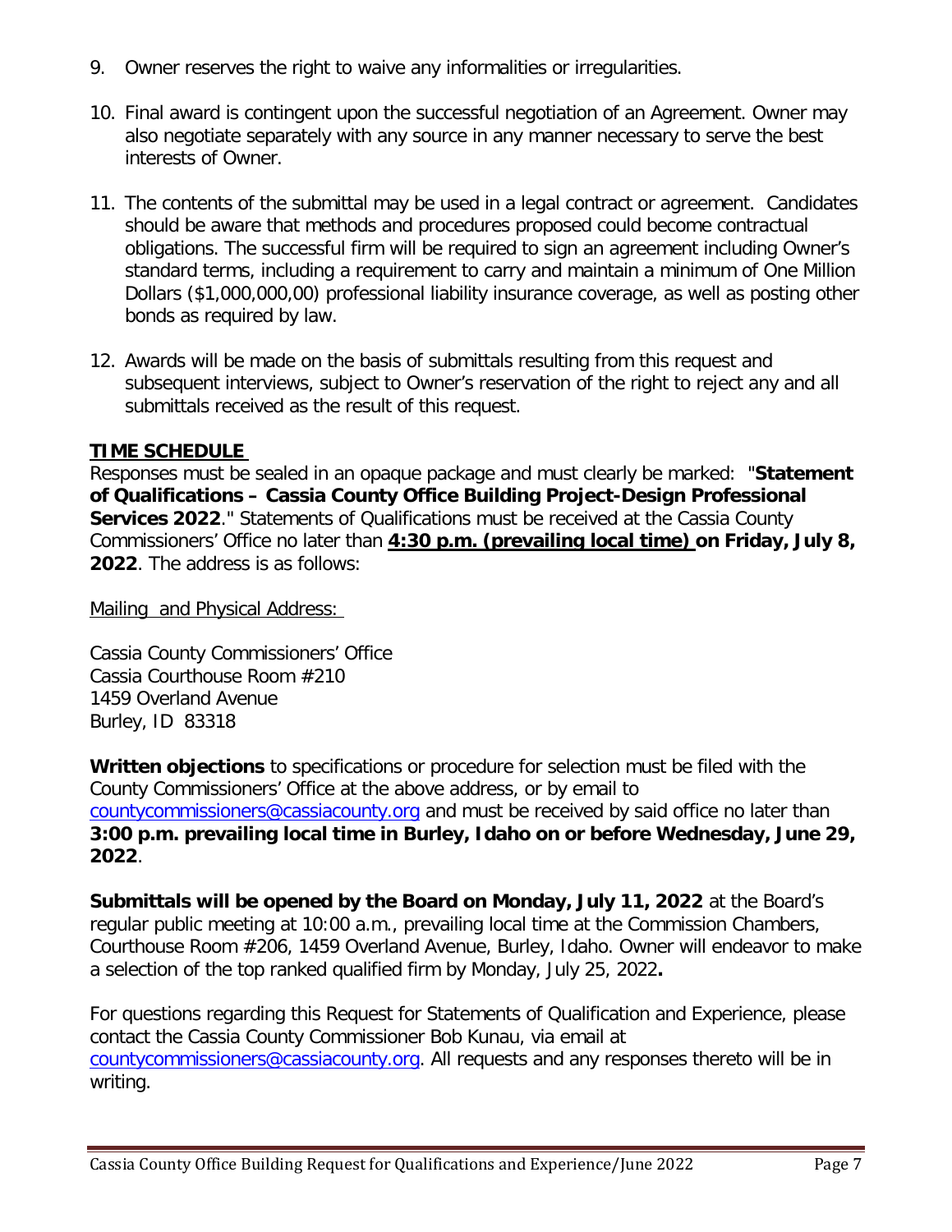9. Owner reserves the right to waive any informalities or irregularities.

10. Final award is contingent upon the successful negotiation of an Agreement. Owner may also negotiate separately with any source in any manner necessary to serve the best interests of Owner.

11. The contents of the submittal may be used in a legal contract or agreement. Candidates should be aware that methods and procedures proposed could become contractual obligations. The successful firm will be required to sign an agreement including Owner's standard terms, including a requirement to carry and maintain a minimum of One Million Dollars ($1,000,000,00) professional liability insurance coverage, as well as posting other bonds as required by law.

12. Awards will be made on the basis of submittals resulting from this request and subsequent interviews, subject to Owner's reservation of the right to reject any and all submittals received as the result of this request.

**TIME SCHEDULE**

Responses must be sealed in an opaque package and must clearly be marked: "**Statement of Qualifications – Cassia County Office Building Project-Design Professional Services 2022**." Statements of Qualifications must be received at the Cassia County Commissioners' Office no later than **4:30 p.m. (prevailing local time) on Friday, July 8, 2022**. The address is as follows:

Mailing and Physical Address:

Cassia County Commissioners' Office
Cassia Courthouse Room #210
1459 Overland Avenue
Burley, ID 83318

**Written objections** to specifications or procedure for selection must be filed with the County Commissioners' Office at the above address, or by email to countycommissioners@cassiacounty.org and must be received by said office no later than **3:00 p.m. prevailing local time in Burley, Idaho on or before Wednesday, June 29, 2022**.

**Submittals will be opened by the Board on Monday, July 11, 2022** at the Board's regular public meeting at 10:00 a.m., prevailing local time at the Commission Chambers, Courthouse Room #206, 1459 Overland Avenue, Burley, Idaho. Owner will endeavor to make a selection of the top ranked qualified firm by Monday, July 25, 2022**.**

For questions regarding this Request for Statements of Qualification and Experience, please contact the Cassia County Commissioner Bob Kunau, via email at countycommissioners@cassiacounty.org. All requests and any responses thereto will be in writing.